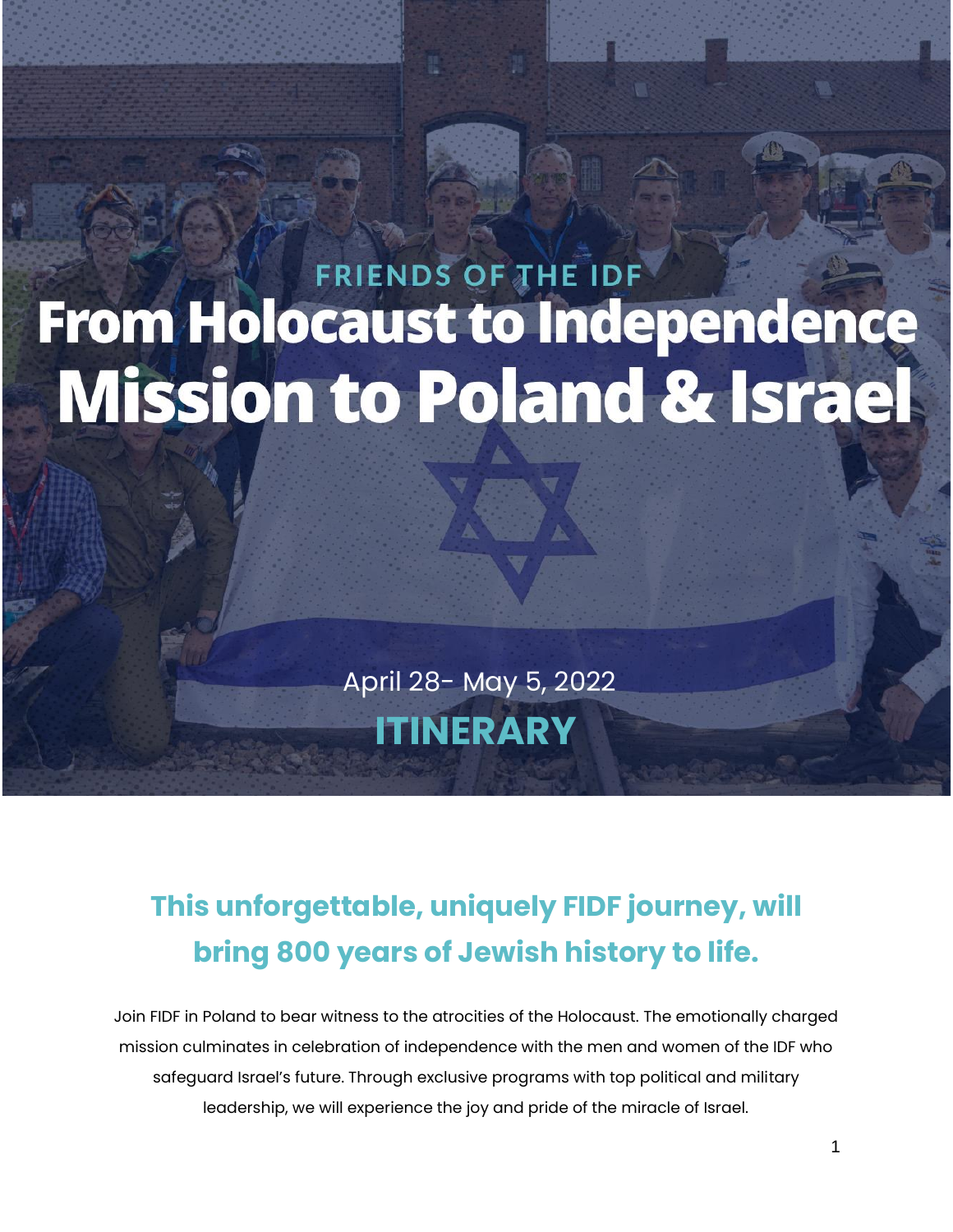FRIENDS OF THE IDF

# From Holocaust to Independence Mission to Poland & Israel

April 28- May 5, 2022

## ITINERARY

## This unforgettable, uniquely FIDF journey, will bring 800 years of Jewish history to life.

Join FIDF in Poland to bear witness to the atrocities of the Holocaust. The emotionally charged mission culminates in celebration of independence with the men and women of the IDF who safeguard Israel's future. Through exclusive programs with top political and military leadership, we will experience the joy and pride of the miracle of Israel.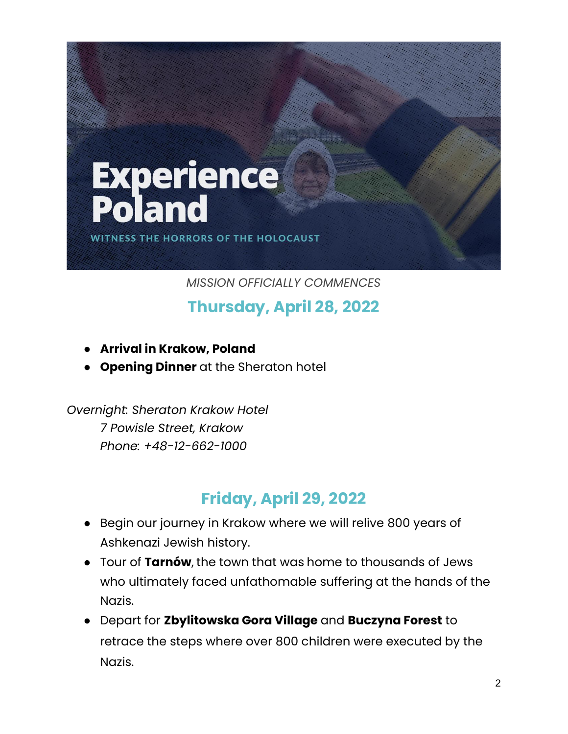# Experience Poland

WITNESS THE HORRORS OF THE HOLOCAUST

*MISSION OFFICIALLY COMMENCES*

## Thursday, April 28, 2022

- **Arrival in Krakow, Poland**
- **Opening Dinner** at the Sheraton hotel

*Overnight: Sheraton Krakow Hotel*
*7 Powisle Street, Krakow*
*Phone: +48-12-662-1000*

## Friday, April 29, 2022

- Begin our journey in Krakow where we will relive 800 years of Ashkenazi Jewish history.
- Tour of **Tarnów**, the town that was home to thousands of Jews who ultimately faced unfathomable suffering at the hands of the Nazis.
- Depart for **Zbylitowska Gora Village** and **Buczyna Forest** to retrace the steps where over 800 children were executed by the Nazis.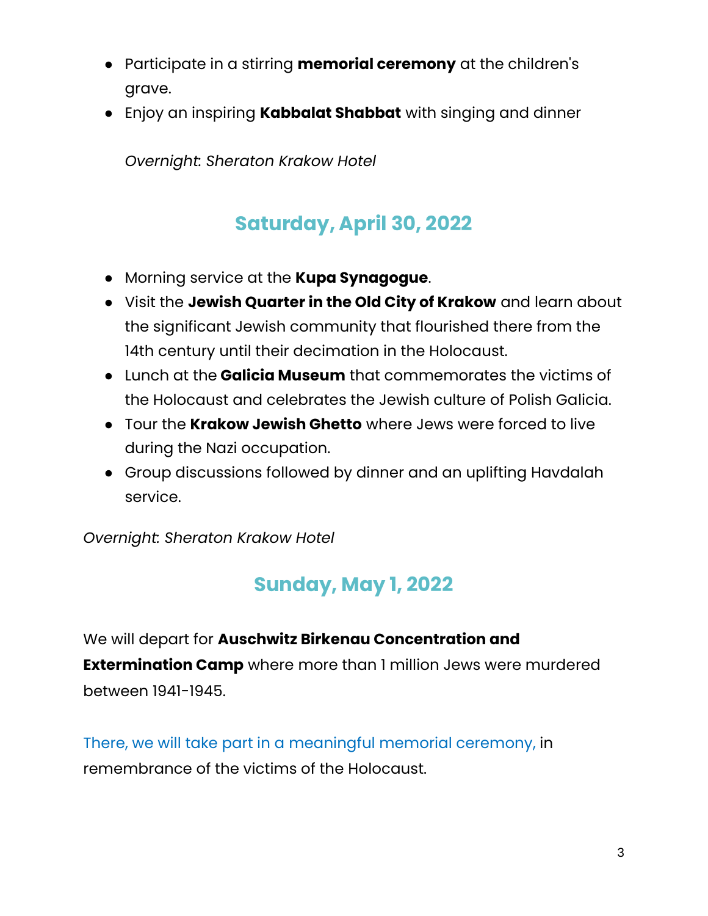- Participate in a stirring **memorial ceremony** at the children's grave.
- Enjoy an inspiring **Kabbalat Shabbat** with singing and dinner

  *Overnight: Sheraton Krakow Hotel*

## Saturday, April 30, 2022

- Morning service at the **Kupa Synagogue**.
- Visit the **Jewish Quarter in the Old City of Krakow** and learn about the significant Jewish community that flourished there from the 14th century until their decimation in the Holocaust.
- Lunch at the **Galicia Museum** that commemorates the victims of the Holocaust and celebrates the Jewish culture of Polish Galicia.
- Tour the **Krakow Jewish Ghetto** where Jews were forced to live during the Nazi occupation.
- Group discussions followed by dinner and an uplifting Havdalah service.

*Overnight: Sheraton Krakow Hotel*

## Sunday, May 1, 2022

We will depart for **Auschwitz Birkenau Concentration and Extermination Camp** where more than 1 million Jews were murdered between 1941-1945.

There, we will take part in a meaningful memorial ceremony, in remembrance of the victims of the Holocaust.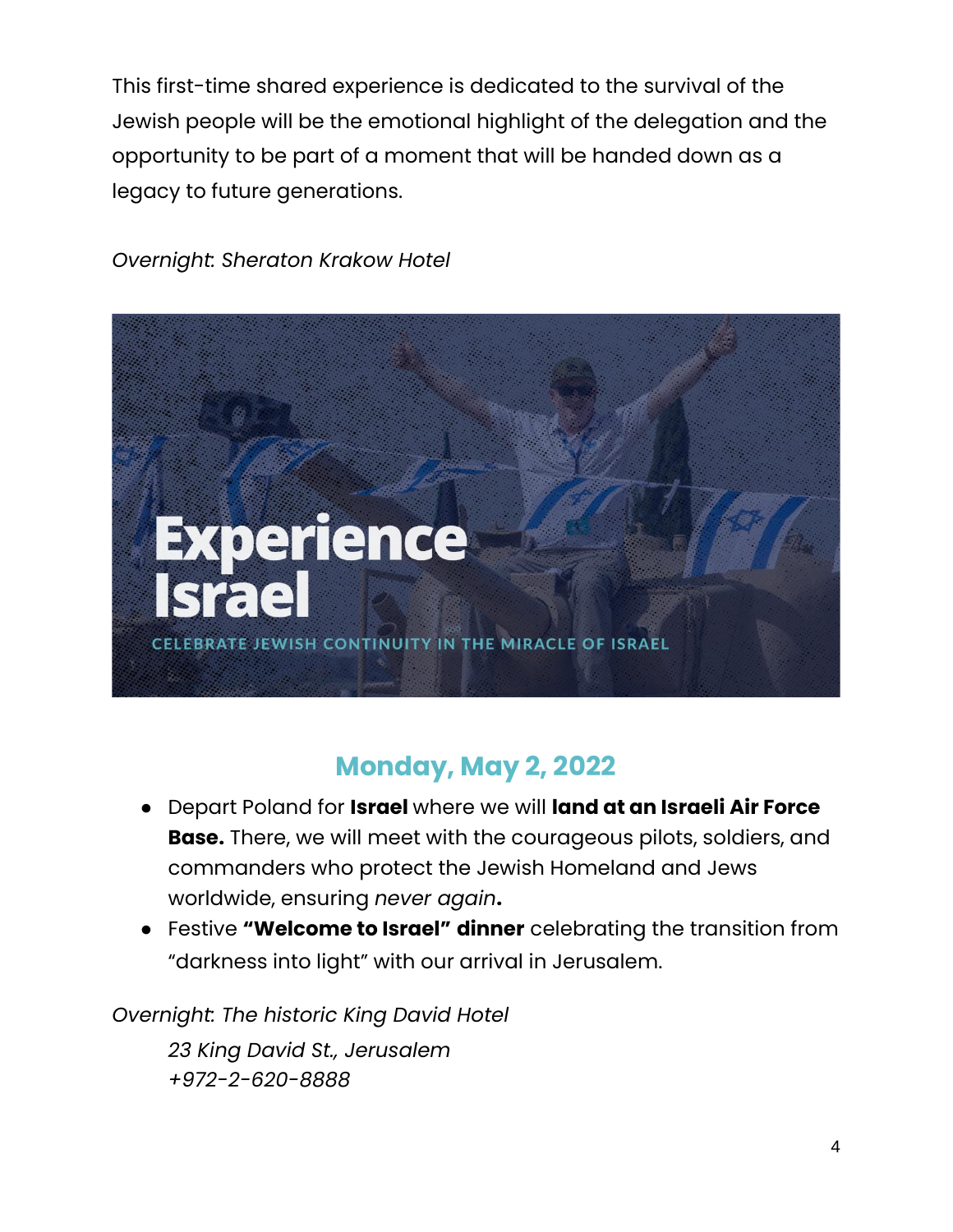This first-time shared experience is dedicated to the survival of the Jewish people will be the emotional highlight of the delegation and the opportunity to be part of a moment that will be handed down as a legacy to future generations.

*Overnight: Sheraton Krakow Hotel*

## Monday, May 2, 2022

- Depart Poland for **Israel** where we will **land at an Israeli Air Force Base.** There, we will meet with the courageous pilots, soldiers, and commanders who protect the Jewish Homeland and Jews worldwide, ensuring *never again***.**
- Festive **"Welcome to Israel" dinner** celebrating the transition from "darkness into light" with our arrival in Jerusalem.

*Overnight: The historic King David Hotel*

*23 King David St., Jerusalem*
*+972-2-620-8888*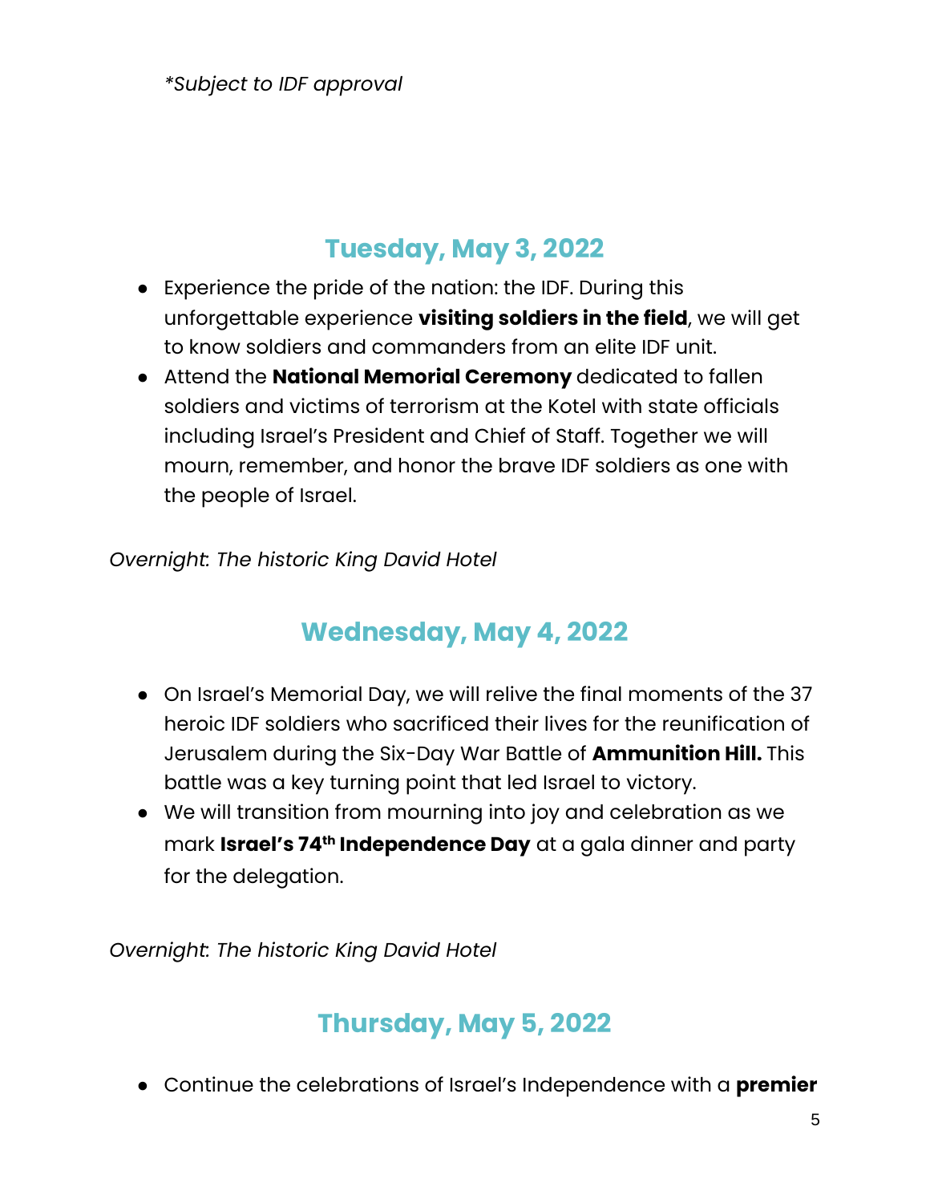*\*Subject to IDF approval*

## Tuesday, May 3, 2022

- Experience the pride of the nation: the IDF. During this unforgettable experience **visiting soldiers in the field**, we will get to know soldiers and commanders from an elite IDF unit.
- Attend the **National Memorial Ceremony** dedicated to fallen soldiers and victims of terrorism at the Kotel with state officials including Israel's President and Chief of Staff. Together we will mourn, remember, and honor the brave IDF soldiers as one with the people of Israel.

*Overnight: The historic King David Hotel*

## Wednesday, May 4, 2022

- On Israel's Memorial Day, we will relive the final moments of the 37 heroic IDF soldiers who sacrificed their lives for the reunification of Jerusalem during the Six-Day War Battle of **Ammunition Hill.** This battle was a key turning point that led Israel to victory.
- We will transition from mourning into joy and celebration as we mark **Israel's 74th Independence Day** at a gala dinner and party for the delegation.

*Overnight: The historic King David Hotel*

## Thursday, May 5, 2022

- Continue the celebrations of Israel's Independence with a **premier**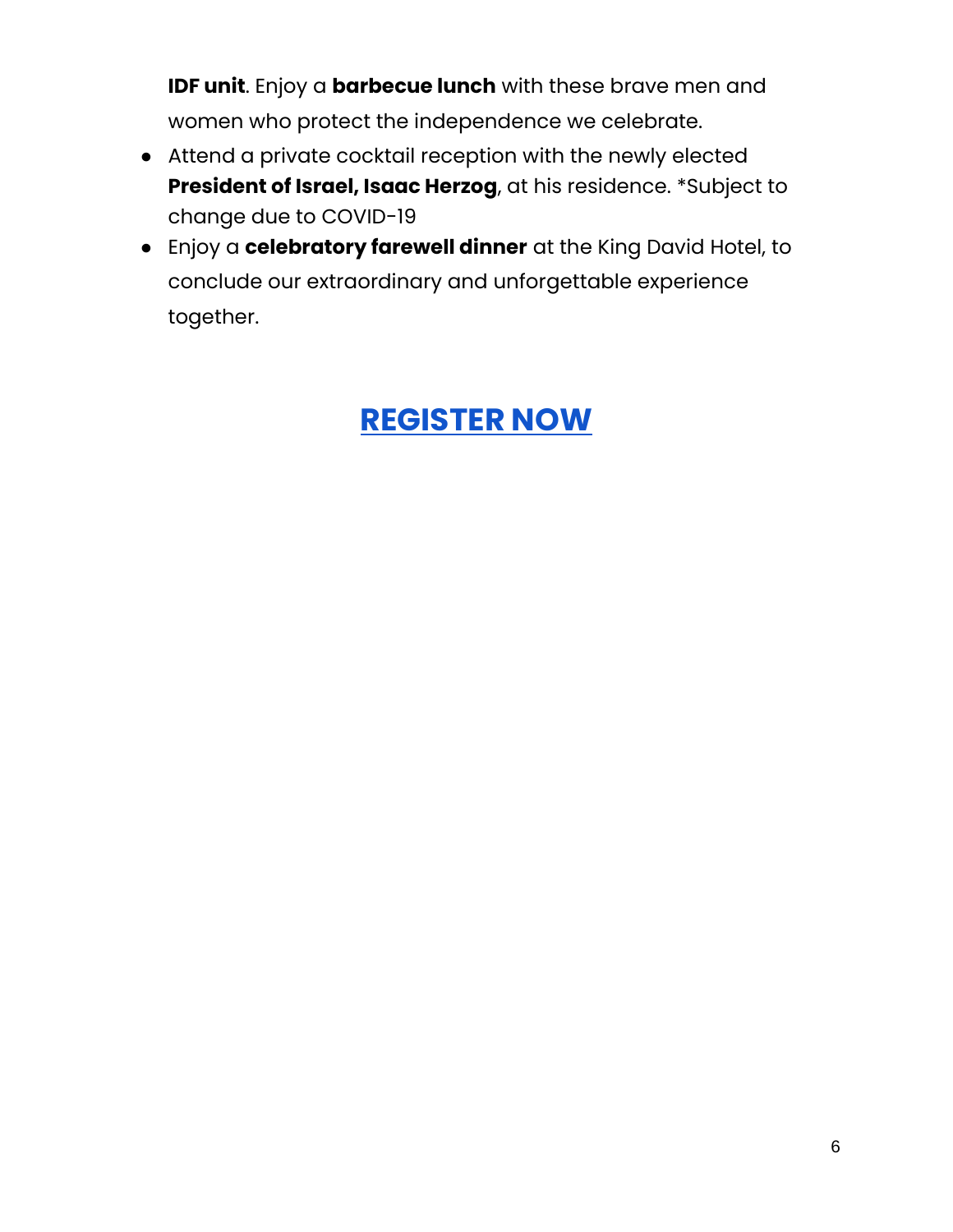**IDF unit**. Enjoy a **barbecue lunch** with these brave men and women who protect the independence we celebrate.

- Attend a private cocktail reception with the newly elected **President of Israel, Isaac Herzog**, at his residence. *Subject to change due to COVID-19
- Enjoy a **celebratory farewell dinner** at the King David Hotel, to conclude our extraordinary and unforgettable experience together.

## REGISTER NOW